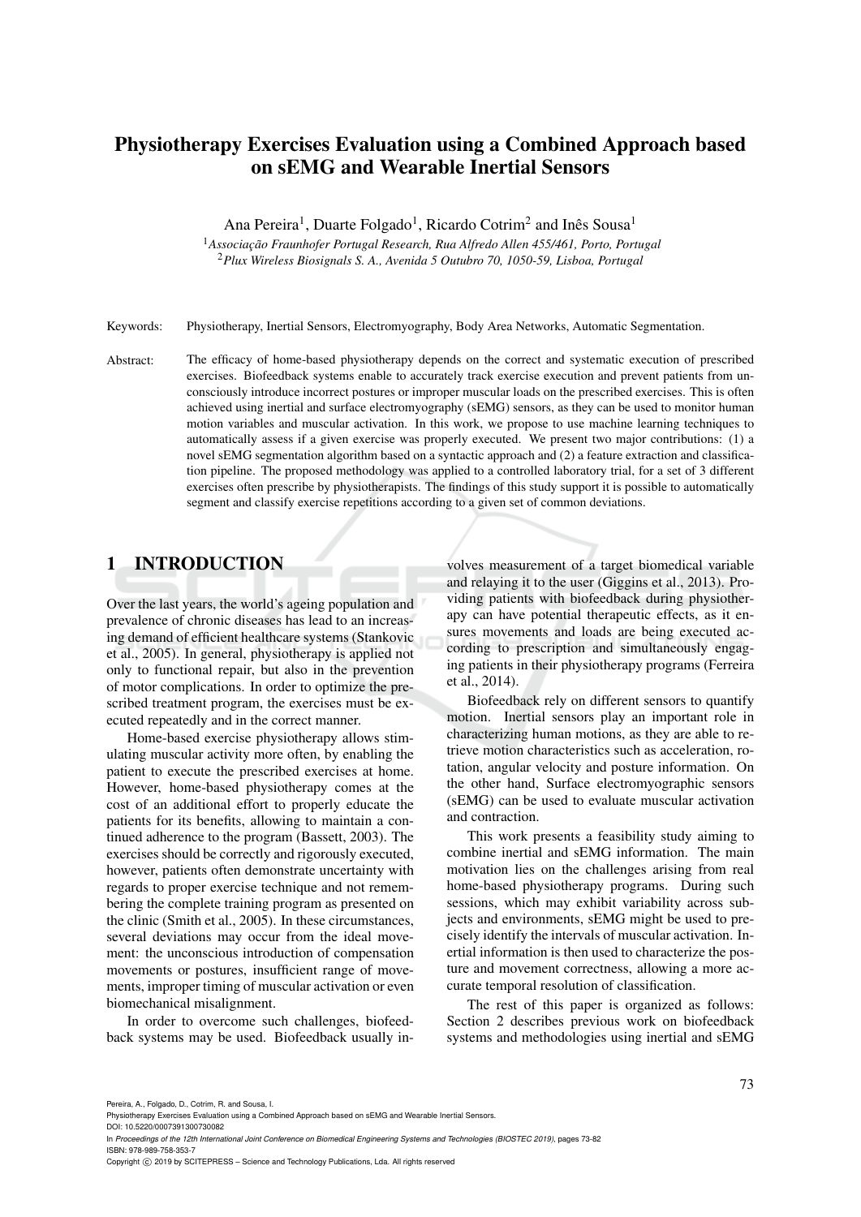# Physiotherapy Exercises Evaluation using a Combined Approach based on sEMG and Wearable Inertial Sensors

Ana Pereira[1], Duarte Folgado[1], Ricardo Cotrim[2] and Inês Sousa[1]

[1]*Associação Fraunhofer Portugal Research, Rua Alfredo Allen 455/461, Porto, Portugal*
[2]*Plux Wireless Biosignals S. A., Avenida 5 Outubro 70, 1050-59, Lisboa, Portugal*

Keywords: Physiotherapy, Inertial Sensors, Electromyography, Body Area Networks, Automatic Segmentation.

Abstract: The efficacy of home-based physiotherapy depends on the correct and systematic execution of prescribed exercises. Biofeedback systems enable to accurately track exercise execution and prevent patients from unconsciously introduce incorrect postures or improper muscular loads on the prescribed exercises. This is often achieved using inertial and surface electromyography (sEMG) sensors, as they can be used to monitor human motion variables and muscular activation. In this work, we propose to use machine learning techniques to automatically assess if a given exercise was properly executed. We present two major contributions: (1) a novel sEMG segmentation algorithm based on a syntactic approach and (2) a feature extraction and classification pipeline. The proposed methodology was applied to a controlled laboratory trial, for a set of 3 different exercises often prescribe by physiotherapists. The findings of this study support it is possible to automatically segment and classify exercise repetitions according to a given set of common deviations.

## 1 INTRODUCTION

Over the last years, the world's ageing population and prevalence of chronic diseases has lead to an increasing demand of efficient healthcare systems (Stankovic et al., 2005). In general, physiotherapy is applied not only to functional repair, but also in the prevention of motor complications. In order to optimize the prescribed treatment program, the exercises must be executed repeatedly and in the correct manner.

Home-based exercise physiotherapy allows stimulating muscular activity more often, by enabling the patient to execute the prescribed exercises at home. However, home-based physiotherapy comes at the cost of an additional effort to properly educate the patients for its benefits, allowing to maintain a continued adherence to the program (Bassett, 2003). The exercises should be correctly and rigorously executed, however, patients often demonstrate uncertainty with regards to proper exercise technique and not remembering the complete training program as presented on the clinic (Smith et al., 2005). In these circumstances, several deviations may occur from the ideal movement: the unconscious introduction of compensation movements or postures, insufficient range of movements, improper timing of muscular activation or even biomechanical misalignment.

In order to overcome such challenges, biofeedback systems may be used. Biofeedback usually involves measurement of a target biomedical variable and relaying it to the user (Giggins et al., 2013). Providing patients with biofeedback during physiotherapy can have potential therapeutic effects, as it ensures movements and loads are being executed according to prescription and simultaneously engaging patients in their physiotherapy programs (Ferreira et al., 2014).

Biofeedback rely on different sensors to quantify motion. Inertial sensors play an important role in characterizing human motions, as they are able to retrieve motion characteristics such as acceleration, rotation, angular velocity and posture information. On the other hand, Surface electromyographic sensors (sEMG) can be used to evaluate muscular activation and contraction.

This work presents a feasibility study aiming to combine inertial and sEMG information. The main motivation lies on the challenges arising from real home-based physiotherapy programs. During such sessions, which may exhibit variability across subjects and environments, sEMG might be used to precisely identify the intervals of muscular activation. Inertial information is then used to characterize the posture and movement correctness, allowing a more accurate temporal resolution of classification.

The rest of this paper is organized as follows: Section 2 describes previous work on biofeedback systems and methodologies using inertial and sEMG

Pereira, A., Folgado, D., Cotrim, R. and Sousa, I.
Physiotherapy Exercises Evaluation using a Combined Approach based on sEMG and Wearable Inertial Sensors.
DOI: 10.5220/0007391300730082
In *Proceedings of the 12th International Joint Conference on Biomedical Engineering Systems and Technologies (BIOSTEC 2019)*, pages 73-82
ISBN: 978-989-758-353-7
Copyright © 2019 by SCITEPRESS – Science and Technology Publications, Lda. All rights reserved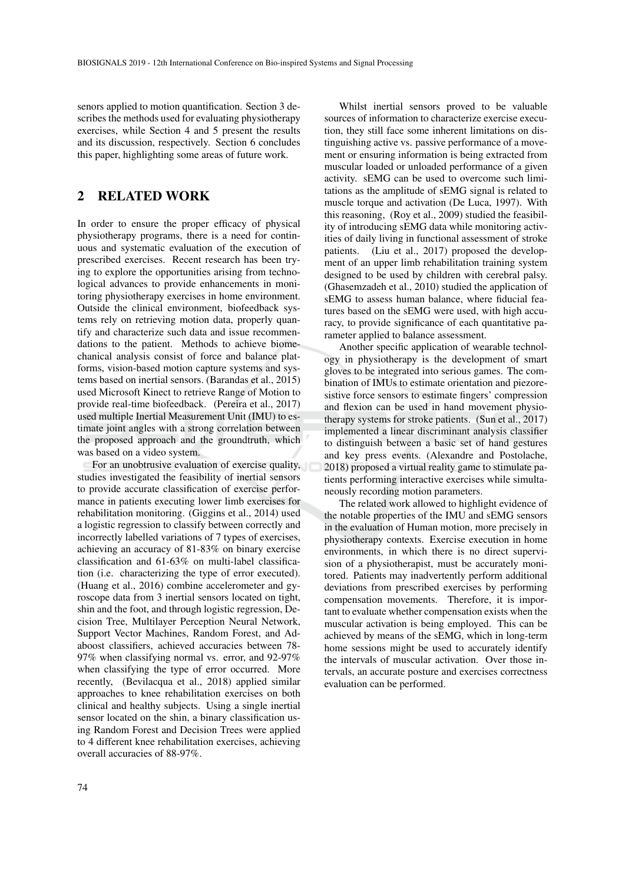senors applied to motion quantification. Section 3 describes the methods used for evaluating physiotherapy exercises, while Section 4 and 5 present the results and its discussion, respectively. Section 6 concludes this paper, highlighting some areas of future work.

## 2 RELATED WORK

In order to ensure the proper efficacy of physical physiotherapy programs, there is a need for continuous and systematic evaluation of the execution of prescribed exercises. Recent research has been trying to explore the opportunities arising from technological advances to provide enhancements in monitoring physiotherapy exercises in home environment. Outside the clinical environment, biofeedback systems rely on retrieving motion data, properly quantify and characterize such data and issue recommendations to the patient. Methods to achieve biomechanical analysis consist of force and balance platforms, vision-based motion capture systems and systems based on inertial sensors. (Barandas et al., 2015) used Microsoft Kinect to retrieve Range of Motion to provide real-time biofeedback. (Pereira et al., 2017) used multiple Inertial Measurement Unit (IMU) to estimate joint angles with a strong correlation between the proposed approach and the groundtruth, which was based on a video system.

For an unobtrusive evaluation of exercise quality, studies investigated the feasibility of inertial sensors to provide accurate classification of exercise performance in patients executing lower limb exercises for rehabilitation monitoring. (Giggins et al., 2014) used a logistic regression to classify between correctly and incorrectly labelled variations of 7 types of exercises, achieving an accuracy of 81-83% on binary exercise classification and 61-63% on multi-label classification (i.e. characterizing the type of error executed). (Huang et al., 2016) combine accelerometer and gyroscope data from 3 inertial sensors located on tight, shin and the foot, and through logistic regression, Decision Tree, Multilayer Perception Neural Network, Support Vector Machines, Random Forest, and Adaboost classifiers, achieved accuracies between 78-97% when classifying normal vs. error, and 92-97% when classifying the type of error occurred. More recently, (Bevilacqua et al., 2018) applied similar approaches to knee rehabilitation exercises on both clinical and healthy subjects. Using a single inertial sensor located on the shin, a binary classification using Random Forest and Decision Trees were applied to 4 different knee rehabilitation exercises, achieving overall accuracies of 88-97%.

Whilst inertial sensors proved to be valuable sources of information to characterize exercise execution, they still face some inherent limitations on distinguishing active vs. passive performance of a movement or ensuring information is being extracted from muscular loaded or unloaded performance of a given activity. sEMG can be used to overcome such limitations as the amplitude of sEMG signal is related to muscle torque and activation (De Luca, 1997). With this reasoning, (Roy et al., 2009) studied the feasibility of introducing sEMG data while monitoring activities of daily living in functional assessment of stroke patients. (Liu et al., 2017) proposed the development of an upper limb rehabilitation training system designed to be used by children with cerebral palsy. (Ghasemzadeh et al., 2010) studied the application of sEMG to assess human balance, where fiducial features based on the sEMG were used, with high accuracy, to provide significance of each quantitative parameter applied to balance assessment.

Another specific application of wearable technology in physiotherapy is the development of smart gloves to be integrated into serious games. The combination of IMUs to estimate orientation and piezoresistive force sensors to estimate fingers' compression and flexion can be used in hand movement physiotherapy systems for stroke patients. (Sun et al., 2017) implemented a linear discriminant analysis classifier to distinguish between a basic set of hand gestures and key press events. (Alexandre and Postolache, 2018) proposed a virtual reality game to stimulate patients performing interactive exercises while simultaneously recording motion parameters.

The related work allowed to highlight evidence of the notable properties of the IMU and sEMG sensors in the evaluation of Human motion, more precisely in physiotherapy contexts. Exercise execution in home environments, in which there is no direct supervision of a physiotherapist, must be accurately monitored. Patients may inadvertently perform additional deviations from prescribed exercises by performing compensation movements. Therefore, it is important to evaluate whether compensation exists when the muscular activation is being employed. This can be achieved by means of the sEMG, which in long-term home sessions might be used to accurately identify the intervals of muscular activation. Over those intervals, an accurate posture and exercises correctness evaluation can be performed.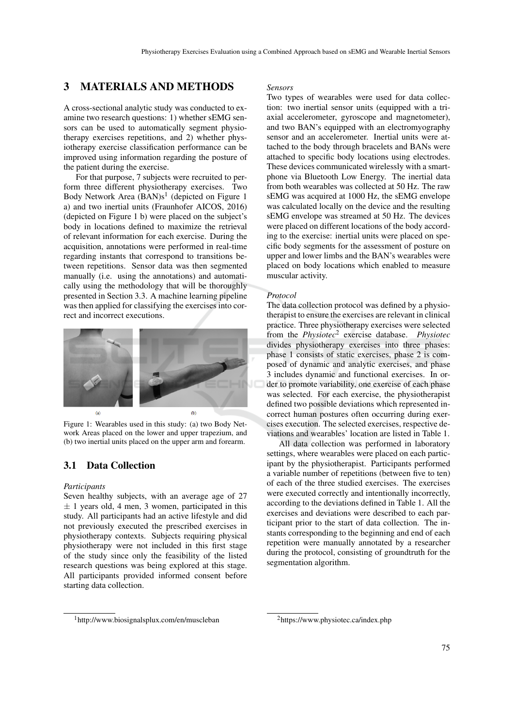## 3 MATERIALS AND METHODS

A cross-sectional analytic study was conducted to examine two research questions: 1) whether sEMG sensors can be used to automatically segment physiotherapy exercises repetitions, and 2) whether physiotherapy exercise classification performance can be improved using information regarding the posture of the patient during the exercise.

For that purpose, 7 subjects were recruited to perform three different physiotherapy exercises. Two Body Network Area (BAN)s[1] (depicted on Figure 1 a) and two inertial units (Fraunhofer AICOS, 2016) (depicted on Figure 1 b) were placed on the subject's body in locations defined to maximize the retrieval of relevant information for each exercise. During the acquisition, annotations were performed in real-time regarding instants that correspond to transitions between repetitions. Sensor data was then segmented manually (i.e. using the annotations) and automatically using the methodology that will be thoroughly presented in Section 3.3. A machine learning pipeline was then applied for classifying the exercises into correct and incorrect executions.

Figure 1: Wearables used in this study: (a) two Body Network Areas placed on the lower and upper trapezium, and (b) two inertial units placed on the upper arm and forearm.

### 3.1 Data Collection

*Participants*

Seven healthy subjects, with an average age of 27 $\pm$ 1 years old, 4 men, 3 women, participated in this study. All participants had an active lifestyle and did not previously executed the prescribed exercises in physiotherapy contexts. Subjects requiring physical physiotherapy were not included in this first stage of the study since only the feasibility of the listed research questions was being explored at this stage. All participants provided informed consent before starting data collection.

*Sensors*

Two types of wearables were used for data collection: two inertial sensor units (equipped with a triaxial accelerometer, gyroscope and magnetometer), and two BAN's equipped with an electromyography sensor and an accelerometer. Inertial units were attached to the body through bracelets and BANs were attached to specific body locations using electrodes. These devices communicated wirelessly with a smartphone via Bluetooth Low Energy. The inertial data from both wearables was collected at 50 Hz. The raw sEMG was acquired at 1000 Hz, the sEMG envelope was calculated locally on the device and the resulting sEMG envelope was streamed at 50 Hz. The devices were placed on different locations of the body according to the exercise: inertial units were placed on specific body segments for the assessment of posture on upper and lower limbs and the BAN's wearables were placed on body locations which enabled to measure muscular activity.

*Protocol*

The data collection protocol was defined by a physiotherapist to ensure the exercises are relevant in clinical practice. Three physiotherapy exercises were selected from the *Physiotec*[2] exercise database. *Physiotec* divides physiotherapy exercises into three phases: phase 1 consists of static exercises, phase 2 is composed of dynamic and analytic exercises, and phase 3 includes dynamic and functional exercises. In order to promote variability, one exercise of each phase was selected. For each exercise, the physiotherapist defined two possible deviations which represented incorrect human postures often occurring during exercises execution. The selected exercises, respective deviations and wearables' location are listed in Table 1.

All data collection was performed in laboratory settings, where wearables were placed on each participant by the physiotherapist. Participants performed a variable number of repetitions (between five to ten) of each of the three studied exercises. The exercises were executed correctly and intentionally incorrectly, according to the deviations defined in Table 1. All the exercises and deviations were described to each participant prior to the start of data collection. The instants corresponding to the beginning and end of each repetition were manually annotated by a researcher during the protocol, consisting of groundtruth for the segmentation algorithm.

[1] http://www.biosignalsplux.com/en/muscleban

[2] https://www.physiotec.ca/index.php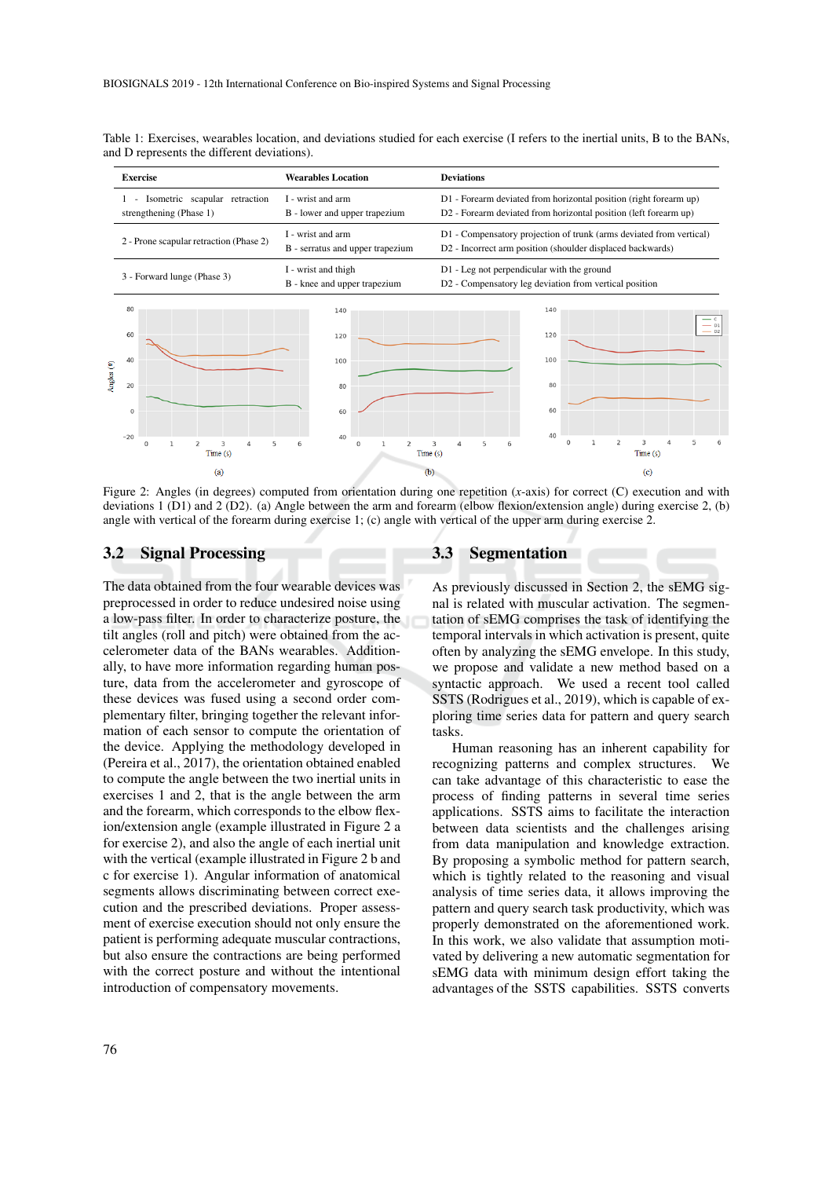Table 1: Exercises, wearables location, and deviations studied for each exercise (I refers to the inertial units, B to the BANs, and D represents the different deviations).

| Exercise | Wearables Location | Deviations |
|---|---|---|
| 1 - Isometric scapular retraction strengthening (Phase 1) | I - wrist and arm<br>B - lower and upper trapezium | D1 - Forearm deviated from horizontal position (right forearm up)<br>D2 - Forearm deviated from horizontal position (left forearm up) |
| 2 - Prone scapular retraction (Phase 2) | I - wrist and arm<br>B - serratus and upper trapezium | D1 - Compensatory projection of trunk (arms deviated from vertical)<br>D2 - Incorrect arm position (shoulder displaced backwards) |
| 3 - Forward lunge (Phase 3) | I - wrist and thigh<br>B - knee and upper trapezium | D1 - Leg not perpendicular with the ground<br>D2 - Compensatory leg deviation from vertical position |

Figure 2: Angles (in degrees) computed from orientation during one repetition ($x$-axis) for correct (C) execution and with deviations 1 (D1) and 2 (D2). (a) Angle between the arm and forearm (elbow flexion/extension angle) during exercise 2, (b) angle with vertical of the forearm during exercise 1; (c) angle with vertical of the upper arm during exercise 2.

### 3.2 Signal Processing

The data obtained from the four wearable devices was preprocessed in order to reduce undesired noise using a low-pass filter. In order to characterize posture, the tilt angles (roll and pitch) were obtained from the accelerometer data of the BANs wearables. Additionally, to have more information regarding human posture, data from the accelerometer and gyroscope of these devices was fused using a second order complementary filter, bringing together the relevant information of each sensor to compute the orientation of the device. Applying the methodology developed in (Pereira et al., 2017), the orientation obtained enabled to compute the angle between the two inertial units in exercises 1 and 2, that is the angle between the arm and the forearm, which corresponds to the elbow flexion/extension angle (example illustrated in Figure 2 a for exercise 2), and also the angle of each inertial unit with the vertical (example illustrated in Figure 2 b and c for exercise 1). Angular information of anatomical segments allows discriminating between correct execution and the prescribed deviations. Proper assessment of exercise execution should not only ensure the patient is performing adequate muscular contractions, but also ensure the contractions are being performed with the correct posture and without the intentional introduction of compensatory movements.

### 3.3 Segmentation

As previously discussed in Section 2, the sEMG signal is related with muscular activation. The segmentation of sEMG comprises the task of identifying the temporal intervals in which activation is present, quite often by analyzing the sEMG envelope. In this study, we propose and validate a new method based on a syntactic approach. We used a recent tool called SSTS (Rodrigues et al., 2019), which is capable of exploring time series data for pattern and query search tasks.

Human reasoning has an inherent capability for recognizing patterns and complex structures. We can take advantage of this characteristic to ease the process of finding patterns in several time series applications. SSTS aims to facilitate the interaction between data scientists and the challenges arising from data manipulation and knowledge extraction. By proposing a symbolic method for pattern search, which is tightly related to the reasoning and visual analysis of time series data, it allows improving the pattern and query search task productivity, which was properly demonstrated on the aforementioned work. In this work, we also validate that assumption motivated by delivering a new automatic segmentation for sEMG data with minimum design effort taking the advantages of the SSTS capabilities. SSTS converts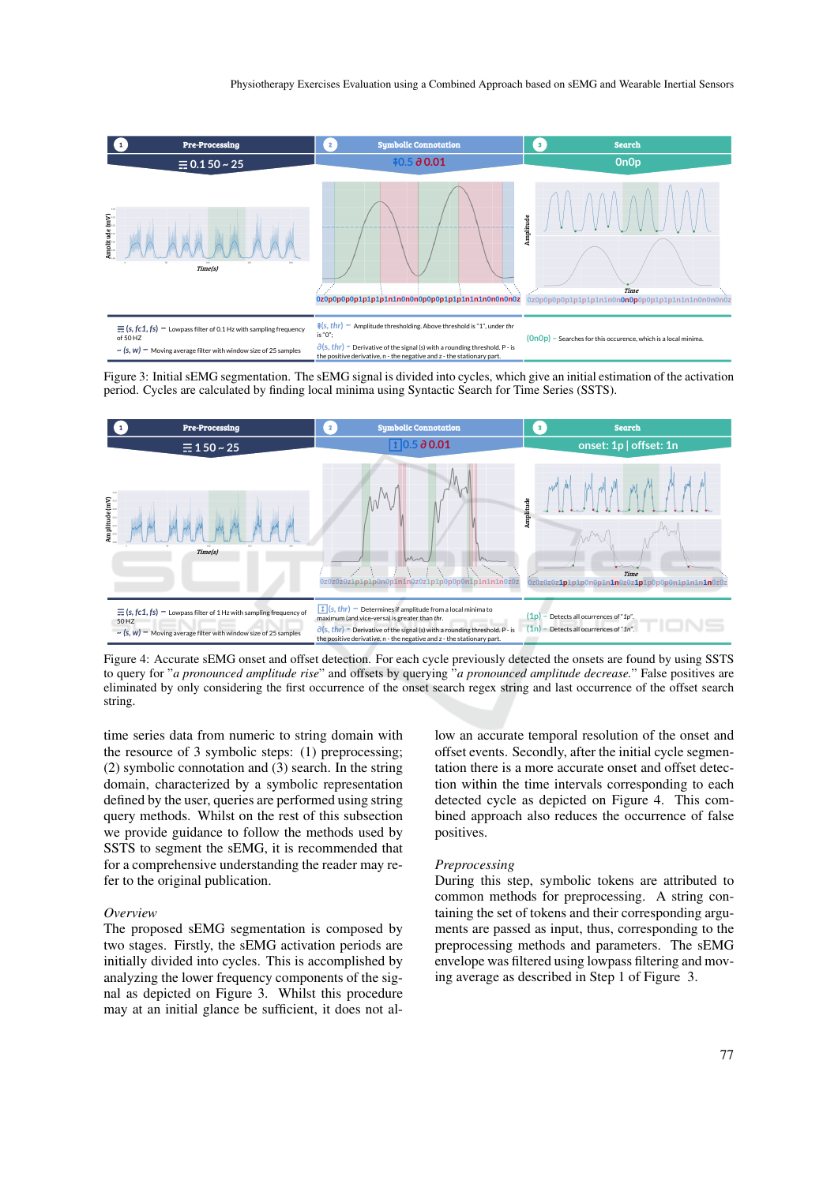Figure 3: Initial sEMG segmentation. The sEMG signal is divided into cycles, which give an initial estimation of the activation period. Cycles are calculated by finding local minima using Syntactic Search for Time Series (SSTS).

Figure 4: Accurate sEMG onset and offset detection. For each cycle previously detected the onsets are found by using SSTS to query for "*a pronounced amplitude rise*" and offsets by querying "*a pronounced amplitude decrease.*" False positives are eliminated by only considering the first occurrence of the onset search regex string and last occurrence of the offset search string.

time series data from numeric to string domain with the resource of 3 symbolic steps: (1) preprocessing; (2) symbolic connotation and (3) search. In the string domain, characterized by a symbolic representation defined by the user, queries are performed using string query methods. Whilst on the rest of this subsection we provide guidance to follow the methods used by SSTS to segment the sEMG, it is recommended that for a comprehensive understanding the reader may refer to the original publication.

*Overview*

The proposed sEMG segmentation is composed by two stages. Firstly, the sEMG activation periods are initially divided into cycles. This is accomplished by analyzing the lower frequency components of the signal as depicted on Figure 3. Whilst this procedure may at an initial glance be sufficient, it does not allow an accurate temporal resolution of the onset and offset events. Secondly, after the initial cycle segmentation there is a more accurate onset and offset detection within the time intervals corresponding to each detected cycle as depicted on Figure 4. This combined approach also reduces the occurrence of false positives.

*Preprocessing*

During this step, symbolic tokens are attributed to common methods for preprocessing. A string containing the set of tokens and their corresponding arguments are passed as input, thus, corresponding to the preprocessing methods and parameters. The sEMG envelope was filtered using lowpass filtering and moving average as described in Step 1 of Figure 3.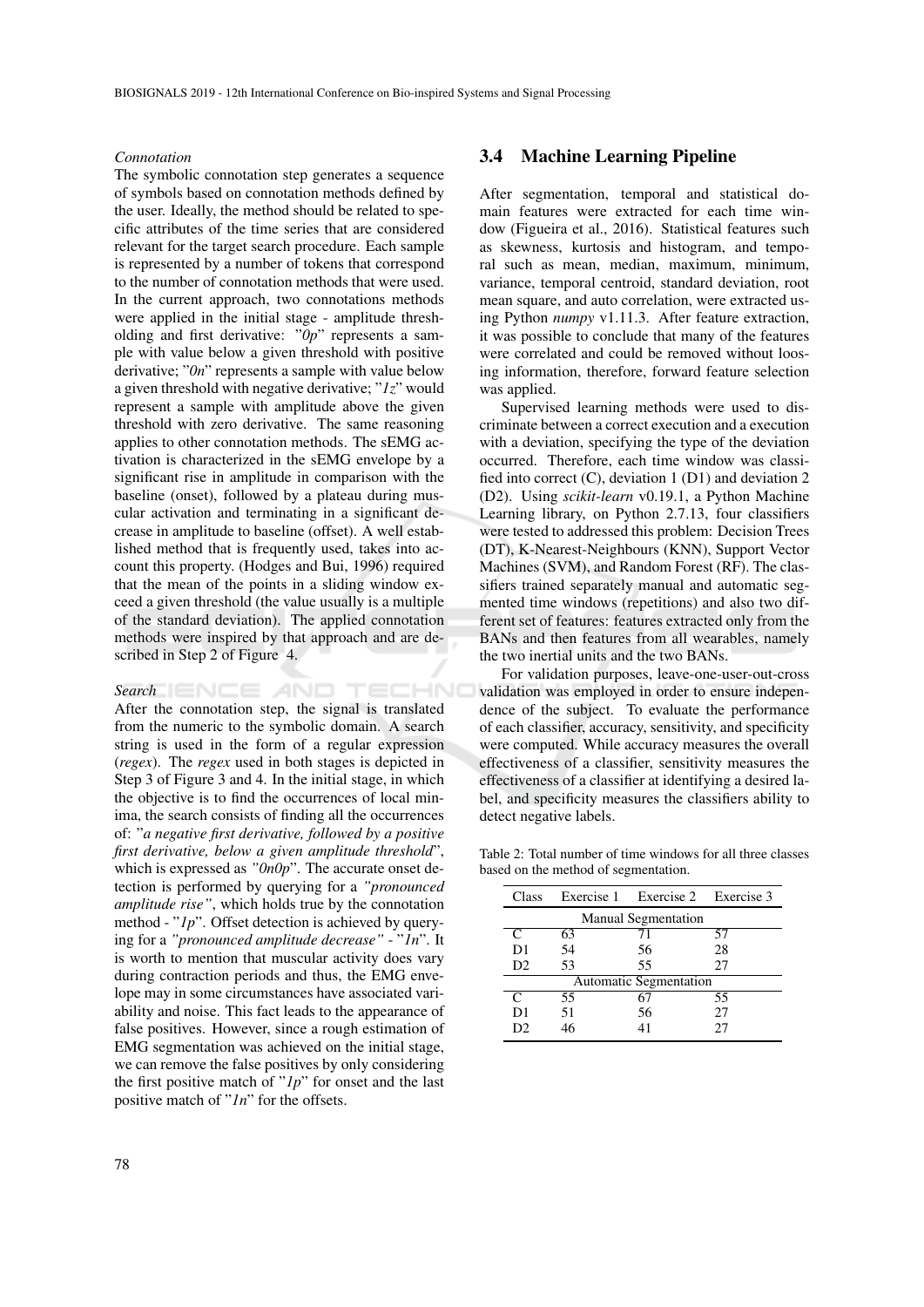*Connotation*

The symbolic connotation step generates a sequence of symbols based on connotation methods defined by the user. Ideally, the method should be related to specific attributes of the time series that are considered relevant for the target search procedure. Each sample is represented by a number of tokens that correspond to the number of connotation methods that were used. In the current approach, two connotations methods were applied in the initial stage - amplitude thresholding and first derivative: "*0p*" represents a sample with value below a given threshold with positive derivative; "*0n*" represents a sample with value below a given threshold with negative derivative; "*1z*" would represent a sample with amplitude above the given threshold with zero derivative. The same reasoning applies to other connotation methods. The sEMG activation is characterized in the sEMG envelope by a significant rise in amplitude in comparison with the baseline (onset), followed by a plateau during muscular activation and terminating in a significant decrease in amplitude to baseline (offset). A well established method that is frequently used, takes into account this property. (Hodges and Bui, 1996) required that the mean of the points in a sliding window exceed a given threshold (the value usually is a multiple of the standard deviation). The applied connotation methods were inspired by that approach and are described in Step 2 of Figure 4.

*Search*

After the connotation step, the signal is translated from the numeric to the symbolic domain. A search string is used in the form of a regular expression (*regex*). The *regex* used in both stages is depicted in Step 3 of Figure 3 and 4. In the initial stage, in which the objective is to find the occurrences of local minima, the search consists of finding all the occurrences of: "*a negative first derivative, followed by a positive first derivative, below a given amplitude threshold*", which is expressed as *"0n0p"*. The accurate onset detection is performed by querying for a *"pronounced amplitude rise"*, which holds true by the connotation method - "*1p*". Offset detection is achieved by querying for a *"pronounced amplitude decrease"* - "*1n*". It is worth to mention that muscular activity does vary during contraction periods and thus, the EMG envelope may in some circumstances have associated variability and noise. This fact leads to the appearance of false positives. However, since a rough estimation of EMG segmentation was achieved on the initial stage, we can remove the false positives by only considering the first positive match of "*1p*" for onset and the last positive match of "*1n*" for the offsets.

### 3.4 Machine Learning Pipeline

After segmentation, temporal and statistical domain features were extracted for each time window (Figueira et al., 2016). Statistical features such as skewness, kurtosis and histogram, and temporal such as mean, median, maximum, minimum, variance, temporal centroid, standard deviation, root mean square, and auto correlation, were extracted using Python *numpy* v1.11.3. After feature extraction, it was possible to conclude that many of the features were correlated and could be removed without loosing information, therefore, forward feature selection was applied.

Supervised learning methods were used to discriminate between a correct execution and a execution with a deviation, specifying the type of the deviation occurred. Therefore, each time window was classified into correct (C), deviation 1 (D1) and deviation 2 (D2). Using *scikit-learn* v0.19.1, a Python Machine Learning library, on Python 2.7.13, four classifiers were tested to addressed this problem: Decision Trees (DT), K-Nearest-Neighbours (KNN), Support Vector Machines (SVM), and Random Forest (RF). The classifiers trained separately manual and automatic segmented time windows (repetitions) and also two different set of features: features extracted only from the BANs and then features from all wearables, namely the two inertial units and the two BANs.

For validation purposes, leave-one-user-out-cross validation was employed in order to ensure independence of the subject. To evaluate the performance of each classifier, accuracy, sensitivity, and specificity were computed. While accuracy measures the overall effectiveness of a classifier, sensitivity measures the effectiveness of a classifier at identifying a desired label, and specificity measures the classifiers ability to detect negative labels.

Table 2: Total number of time windows for all three classes based on the method of segmentation.

| Class | Exercise 1 | Exercise 2 | Exercise 3 |
|---|---|---|---|
| Manual Segmentation | | | |
| C | 63 | 71 | 57 |
| D1 | 54 | 56 | 28 |
| D2 | 53 | 55 | 27 |
| Automatic Segmentation | | | |
| C | 55 | 67 | 55 |
| D1 | 51 | 56 | 27 |
| D2 | 46 | 41 | 27 |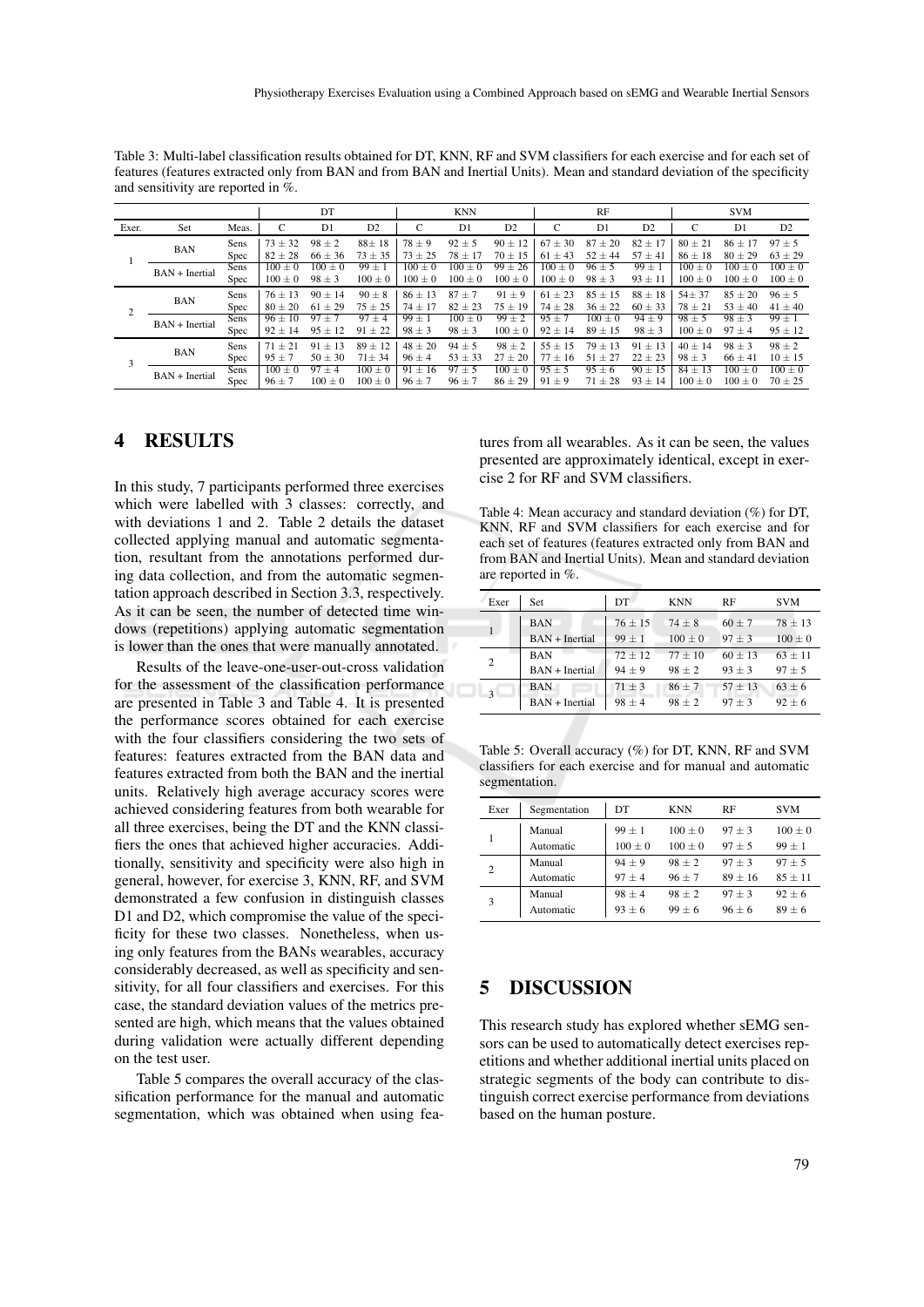Table 3: Multi-label classification results obtained for DT, KNN, RF and SVM classifiers for each exercise and for each set of features (features extracted only from BAN and from BAN and Inertial Units). Mean and standard deviation of the specificity and sensitivity are reported in %.

| | | | DT | | | KNN | | | RF | | | SVM | | |
|---|---|---|---|---|---|---|---|---|---|---|---|---|---|---|
| Exer. | Set | Meas. | C | D1 | D2 | C | D1 | D2 | C | D1 | D2 | C | D1 | D2 |
| 1 | BAN | Sens | 73 ± 32 | 98 ± 2 | 88± 18 | 78 ± 9 | 92 ± 5 | 90 ± 12 | 67 ± 30 | 87 ± 20 | 82 ± 17 | 80 ± 21 | 86 ± 17 | 97 ± 5 |
| | | Spec | 82 ± 28 | 66 ± 36 | 73 ± 35 | 73 ± 25 | 78 ± 17 | 70 ± 15 | 61 ± 43 | 52 ± 44 | 57 ± 41 | 86 ± 18 | 80 ± 29 | 63 ± 29 |
| | BAN + Inertial | Sens | 100 ± 0 | 100 ± 0 | 99 ± 1 | 100 ± 0 | 100 ± 0 | 99 ± 26 | 100 ± 0 | 96 ± 5 | 99 ± 1 | 100 ± 0 | 100 ± 0 | 100 ± 0 |
| | | Spec | 100 ± 0 | 98 ± 3 | 100 ± 0 | 100 ± 0 | 100 ± 0 | 100 ± 0 | 100 ± 0 | 98 ± 3 | 93 ± 11 | 100 ± 0 | 100 ± 0 | 100 ± 0 |
| 2 | BAN | Sens | 76 ± 13 | 90 ± 14 | 90 ± 8 | 86 ± 13 | 87 ± 7 | 91 ± 9 | 61 ± 23 | 85 ± 15 | 88 ± 18 | 54± 37 | 85 ± 20 | 96 ± 5 |
| | | Spec | 80 ± 20 | 61 ± 29 | 75 ± 25 | 74 ± 17 | 82 ± 23 | 75 ± 19 | 74 ± 28 | 36 ± 22 | 60 ± 33 | 78 ± 21 | 53 ± 40 | 41 ± 40 |
| | BAN + Inertial | Sens | 96 ± 10 | 97 ± 7 | 97 ± 4 | 99 ± 1 | 100 ± 0 | 99 ± 2 | 95 ± 7 | 100 ± 0 | 94 ± 9 | 98 ± 5 | 98 ± 3 | 99 ± 1 |
| | | Spec | 92 ± 14 | 95 ± 12 | 91 ± 22 | 98 ± 3 | 98 ± 3 | 100 ± 0 | 92 ± 14 | 89 ± 15 | 98 ± 3 | 100 ± 0 | 97 ± 4 | 95 ± 12 |
| 3 | BAN | Sens | 71 ± 21 | 91 ± 13 | 89 ± 12 | 48 ± 20 | 94 ± 5 | 98 ± 2 | 55 ± 15 | 79 ± 13 | 91 ± 13 | 40 ± 14 | 98 ± 3 | 98 ± 2 |
| | | Spec | 95 ± 7 | 50 ± 30 | 71± 34 | 96 ± 4 | 53 ± 33 | 27 ± 20 | 77 ± 16 | 51 ± 27 | 22 ± 23 | 98 ± 3 | 66 ± 41 | 10 ± 15 |
| | BAN + Inertial | Sens | 100 ± 0 | 97 ± 4 | 100 ± 0 | 91 ± 16 | 97 ± 5 | 100 ± 0 | 95 ± 5 | 95 ± 6 | 90 ± 15 | 84 ± 13 | 100 ± 0 | 100 ± 0 |
| | | Spec | 96 ± 7 | 100 ± 0 | 100 ± 0 | 96 ± 7 | 96 ± 7 | 86 ± 29 | 91 ± 9 | 71 ± 28 | 93 ± 14 | 100 ± 0 | 100 ± 0 | 70 ± 25 |

## 4 RESULTS

In this study, 7 participants performed three exercises which were labelled with 3 classes: correctly, and with deviations 1 and 2. Table 2 details the dataset collected applying manual and automatic segmentation, resultant from the annotations performed during data collection, and from the automatic segmentation approach described in Section 3.3, respectively. As it can be seen, the number of detected time windows (repetitions) applying automatic segmentation is lower than the ones that were manually annotated.

Results of the leave-one-user-out-cross validation for the assessment of the classification performance are presented in Table 3 and Table 4. It is presented the performance scores obtained for each exercise with the four classifiers considering the two sets of features: features extracted from the BAN data and features extracted from both the BAN and the inertial units. Relatively high average accuracy scores were achieved considering features from both wearable for all three exercises, being the DT and the KNN classifiers the ones that achieved higher accuracies. Additionally, sensitivity and specificity were also high in general, however, for exercise 3, KNN, RF, and SVM demonstrated a few confusion in distinguish classes D1 and D2, which compromise the value of the specificity for these two classes. Nonetheless, when using only features from the BANs wearables, accuracy considerably decreased, as well as specificity and sensitivity, for all four classifiers and exercises. For this case, the standard deviation values of the metrics presented are high, which means that the values obtained during validation were actually different depending on the test user.

Table 5 compares the overall accuracy of the classification performance for the manual and automatic segmentation, which was obtained when using features from all wearables. As it can be seen, the values presented are approximately identical, except in exercise 2 for RF and SVM classifiers.

Table 4: Mean accuracy and standard deviation (%) for DT, KNN, RF and SVM classifiers for each exercise and for each set of features (features extracted only from BAN and from BAN and Inertial Units). Mean and standard deviation are reported in %.

| Exer | Set | DT | KNN | RF | SVM |
|---|---|---|---|---|---|
| 1 | BAN | 76 ± 15 | 74 ± 8 | 60 ± 7 | 78 ± 13 |
| | BAN + Inertial | 99 ± 1 | 100 ± 0 | 97 ± 3 | 100 ± 0 |
| 2 | BAN | 72 ± 12 | 77 ± 10 | 60 ± 13 | 63 ± 11 |
| | BAN + Inertial | 94 ± 9 | 98 ± 2 | 93 ± 3 | 97 ± 5 |
| 3 | BAN | 71 ± 3 | 86 ± 7 | 57 ± 13 | 63 ± 6 |
| | BAN + Inertial | 98 ± 4 | 98 ± 2 | 97 ± 3 | 92 ± 6 |

Table 5: Overall accuracy (%) for DT, KNN, RF and SVM classifiers for each exercise and for manual and automatic segmentation.

| Exer | Segmentation | DT | KNN | RF | SVM |
|---|---|---|---|---|---|
| 1 | Manual | 99 ± 1 | 100 ± 0 | 97 ± 3 | 100 ± 0 |
| | Automatic | 100 ± 0 | 100 ± 0 | 97 ± 5 | 99 ± 1 |
| 2 | Manual | 94 ± 9 | 98 ± 2 | 97 ± 3 | 97 ± 5 |
| | Automatic | 97 ± 4 | 96 ± 7 | 89 ± 16 | 85 ± 11 |
| 3 | Manual | 98 ± 4 | 98 ± 2 | 97 ± 3 | 92 ± 6 |
| | Automatic | 93 ± 6 | 99 ± 6 | 96 ± 6 | 89 ± 6 |

## 5 DISCUSSION

This research study has explored whether sEMG sensors can be used to automatically detect exercises repetitions and whether additional inertial units placed on strategic segments of the body can contribute to distinguish correct exercise performance from deviations based on the human posture.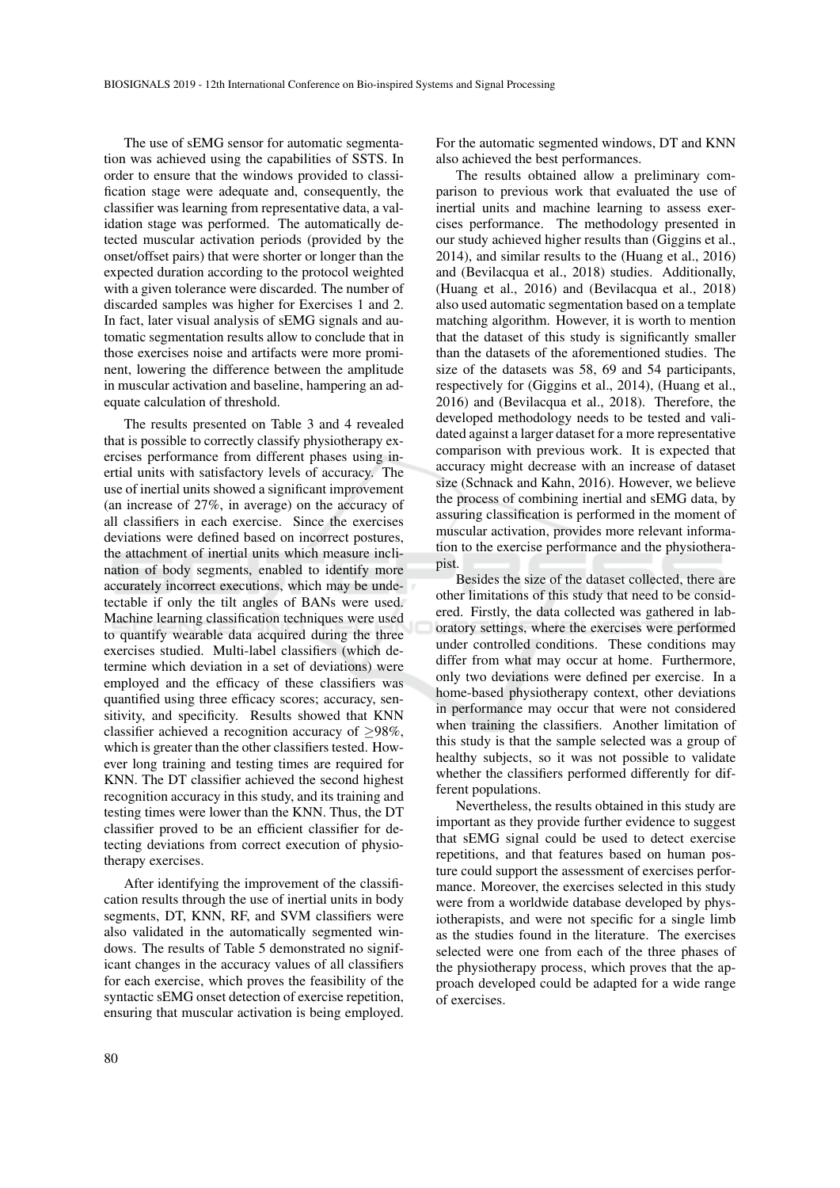The use of sEMG sensor for automatic segmentation was achieved using the capabilities of SSTS. In order to ensure that the windows provided to classification stage were adequate and, consequently, the classifier was learning from representative data, a validation stage was performed. The automatically detected muscular activation periods (provided by the onset/offset pairs) that were shorter or longer than the expected duration according to the protocol weighted with a given tolerance were discarded. The number of discarded samples was higher for Exercises 1 and 2. In fact, later visual analysis of sEMG signals and automatic segmentation results allow to conclude that in those exercises noise and artifacts were more prominent, lowering the difference between the amplitude in muscular activation and baseline, hampering an adequate calculation of threshold.

The results presented on Table 3 and 4 revealed that is possible to correctly classify physiotherapy exercises performance from different phases using inertial units with satisfactory levels of accuracy. The use of inertial units showed a significant improvement (an increase of 27%, in average) on the accuracy of all classifiers in each exercise. Since the exercises deviations were defined based on incorrect postures, the attachment of inertial units which measure inclination of body segments, enabled to identify more accurately incorrect executions, which may be undetectable if only the tilt angles of BANs were used. Machine learning classification techniques were used to quantify wearable data acquired during the three exercises studied. Multi-label classifiers (which determine which deviation in a set of deviations) were employed and the efficacy of these classifiers was quantified using three efficacy scores; accuracy, sensitivity, and specificity. Results showed that KNN classifier achieved a recognition accuracy of $\geq$98%, which is greater than the other classifiers tested. However long training and testing times are required for KNN. The DT classifier achieved the second highest recognition accuracy in this study, and its training and testing times were lower than the KNN. Thus, the DT classifier proved to be an efficient classifier for detecting deviations from correct execution of physiotherapy exercises.

After identifying the improvement of the classification results through the use of inertial units in body segments, DT, KNN, RF, and SVM classifiers were also validated in the automatically segmented windows. The results of Table 5 demonstrated no significant changes in the accuracy values of all classifiers for each exercise, which proves the feasibility of the syntactic sEMG onset detection of exercise repetition, ensuring that muscular activation is being employed. For the automatic segmented windows, DT and KNN also achieved the best performances.

The results obtained allow a preliminary comparison to previous work that evaluated the use of inertial units and machine learning to assess exercises performance. The methodology presented in our study achieved higher results than (Giggins et al., 2014), and similar results to the (Huang et al., 2016) and (Bevilacqua et al., 2018) studies. Additionally, (Huang et al., 2016) and (Bevilacqua et al., 2018) also used automatic segmentation based on a template matching algorithm. However, it is worth to mention that the dataset of this study is significantly smaller than the datasets of the aforementioned studies. The size of the datasets was 58, 69 and 54 participants, respectively for (Giggins et al., 2014), (Huang et al., 2016) and (Bevilacqua et al., 2018). Therefore, the developed methodology needs to be tested and validated against a larger dataset for a more representative comparison with previous work. It is expected that accuracy might decrease with an increase of dataset size (Schnack and Kahn, 2016). However, we believe the process of combining inertial and sEMG data, by assuring classification is performed in the moment of muscular activation, provides more relevant information to the exercise performance and the physiotherapist.

Besides the size of the dataset collected, there are other limitations of this study that need to be considered. Firstly, the data collected was gathered in laboratory settings, where the exercises were performed under controlled conditions. These conditions may differ from what may occur at home. Furthermore, only two deviations were defined per exercise. In a home-based physiotherapy context, other deviations in performance may occur that were not considered when training the classifiers. Another limitation of this study is that the sample selected was a group of healthy subjects, so it was not possible to validate whether the classifiers performed differently for different populations.

Nevertheless, the results obtained in this study are important as they provide further evidence to suggest that sEMG signal could be used to detect exercise repetitions, and that features based on human posture could support the assessment of exercises performance. Moreover, the exercises selected in this study were from a worldwide database developed by physiotherapists, and were not specific for a single limb as the studies found in the literature. The exercises selected were one from each of the three phases of the physiotherapy process, which proves that the approach developed could be adapted for a wide range of exercises.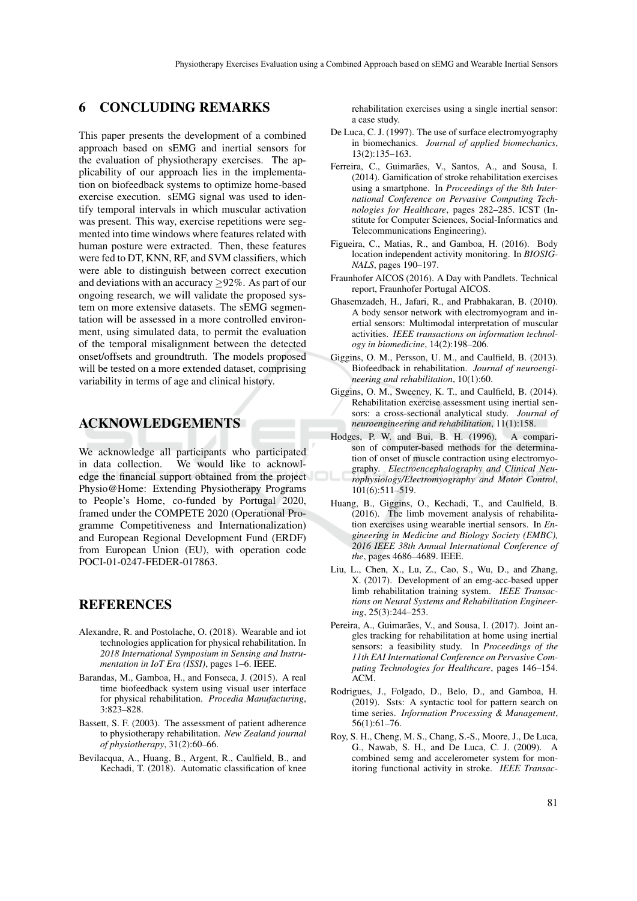## 6 CONCLUDING REMARKS

This paper presents the development of a combined approach based on sEMG and inertial sensors for the evaluation of physiotherapy exercises. The applicability of our approach lies in the implementation on biofeedback systems to optimize home-based exercise execution. sEMG signal was used to identify temporal intervals in which muscular activation was present. This way, exercise repetitions were segmented into time windows where features related with human posture were extracted. Then, these features were fed to DT, KNN, RF, and SVM classifiers, which were able to distinguish between correct execution and deviations with an accuracy $\geq$92%. As part of our ongoing research, we will validate the proposed system on more extensive datasets. The sEMG segmentation will be assessed in a more controlled environment, using simulated data, to permit the evaluation of the temporal misalignment between the detected onset/offsets and groundtruth. The models proposed will be tested on a more extended dataset, comprising variability in terms of age and clinical history.

## ACKNOWLEDGEMENTS

We acknowledge all participants who participated in data collection. We would like to acknowledge the financial support obtained from the project Physio@Home: Extending Physiotherapy Programs to People's Home, co-funded by Portugal 2020, framed under the COMPETE 2020 (Operational Programme Competitiveness and Internationalization) and European Regional Development Fund (ERDF) from European Union (EU), with operation code POCI-01-0247-FEDER-017863.

## REFERENCES

Alexandre, R. and Postolache, O. (2018). Wearable and iot technologies application for physical rehabilitation. In *2018 International Symposium in Sensing and Instrumentation in IoT Era (ISSI)*, pages 1–6. IEEE.

Barandas, M., Gamboa, H., and Fonseca, J. (2015). A real time biofeedback system using visual user interface for physical rehabilitation. *Procedia Manufacturing*, 3:823–828.

Bassett, S. F. (2003). The assessment of patient adherence to physiotherapy rehabilitation. *New Zealand journal of physiotherapy*, 31(2):60–66.

Bevilacqua, A., Huang, B., Argent, R., Caulfield, B., and Kechadi, T. (2018). Automatic classification of knee rehabilitation exercises using a single inertial sensor: a case study.

De Luca, C. J. (1997). The use of surface electromyography in biomechanics. *Journal of applied biomechanics*, 13(2):135–163.

Ferreira, C., Guimarães, V., Santos, A., and Sousa, I. (2014). Gamification of stroke rehabilitation exercises using a smartphone. In *Proceedings of the 8th International Conference on Pervasive Computing Technologies for Healthcare*, pages 282–285. ICST (Institute for Computer Sciences, Social-Informatics and Telecommunications Engineering).

Figueira, C., Matias, R., and Gamboa, H. (2016). Body location independent activity monitoring. In *BIOSIGNALS*, pages 190–197.

Fraunhofer AICOS (2016). A Day with Pandlets. Technical report, Fraunhofer Portugal AICOS.

Ghasemzadeh, H., Jafari, R., and Prabhakaran, B. (2010). A body sensor network with electromyogram and inertial sensors: Multimodal interpretation of muscular activities. *IEEE transactions on information technology in biomedicine*, 14(2):198–206.

Giggins, O. M., Persson, U. M., and Caulfield, B. (2013). Biofeedback in rehabilitation. *Journal of neuroengineering and rehabilitation*, 10(1):60.

Giggins, O. M., Sweeney, K. T., and Caulfield, B. (2014). Rehabilitation exercise assessment using inertial sensors: a cross-sectional analytical study. *Journal of neuroengineering and rehabilitation*, 11(1):158.

Hodges, P. W. and Bui, B. H. (1996). A comparison of computer-based methods for the determination of onset of muscle contraction using electromyography. *Electroencephalography and Clinical Neurophysiology/Electromyography and Motor Control*, 101(6):511–519.

Huang, B., Giggins, O., Kechadi, T., and Caulfield, B. (2016). The limb movement analysis of rehabilitation exercises using wearable inertial sensors. In *Engineering in Medicine and Biology Society (EMBC), 2016 IEEE 38th Annual International Conference of the*, pages 4686–4689. IEEE.

Liu, L., Chen, X., Lu, Z., Cao, S., Wu, D., and Zhang, X. (2017). Development of an emg-acc-based upper limb rehabilitation training system. *IEEE Transactions on Neural Systems and Rehabilitation Engineering*, 25(3):244–253.

Pereira, A., Guimarães, V., and Sousa, I. (2017). Joint angles tracking for rehabilitation at home using inertial sensors: a feasibility study. In *Proceedings of the 11th EAI International Conference on Pervasive Computing Technologies for Healthcare*, pages 146–154. ACM.

Rodrigues, J., Folgado, D., Belo, D., and Gamboa, H. (2019). Ssts: A syntactic tool for pattern search on time series. *Information Processing & Management*, 56(1):61–76.

Roy, S. H., Cheng, M. S., Chang, S.-S., Moore, J., De Luca, G., Nawab, S. H., and De Luca, C. J. (2009). A combined semg and accelerometer system for monitoring functional activity in stroke. *IEEE Transac-*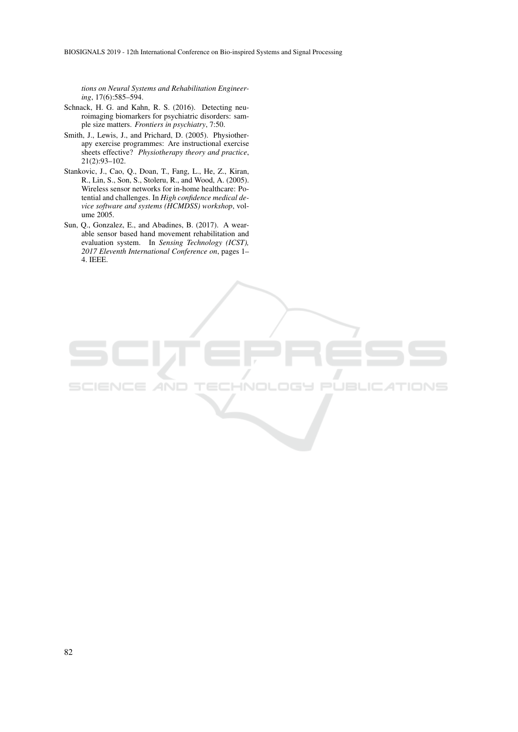*tions on Neural Systems and Rehabilitation Engineering*, 17(6):585–594.

Schnack, H. G. and Kahn, R. S. (2016). Detecting neuroimaging biomarkers for psychiatric disorders: sample size matters. *Frontiers in psychiatry*, 7:50.

Smith, J., Lewis, J., and Prichard, D. (2005). Physiotherapy exercise programmes: Are instructional exercise sheets effective? *Physiotherapy theory and practice*, 21(2):93–102.

Stankovic, J., Cao, Q., Doan, T., Fang, L., He, Z., Kiran, R., Lin, S., Son, S., Stoleru, R., and Wood, A. (2005). Wireless sensor networks for in-home healthcare: Potential and challenges. In *High confidence medical device software and systems (HCMDSS) workshop*, volume 2005.

Sun, Q., Gonzalez, E., and Abadines, B. (2017). A wearable sensor based hand movement rehabilitation and evaluation system. In *Sensing Technology (ICST), 2017 Eleventh International Conference on*, pages 1–4. IEEE.